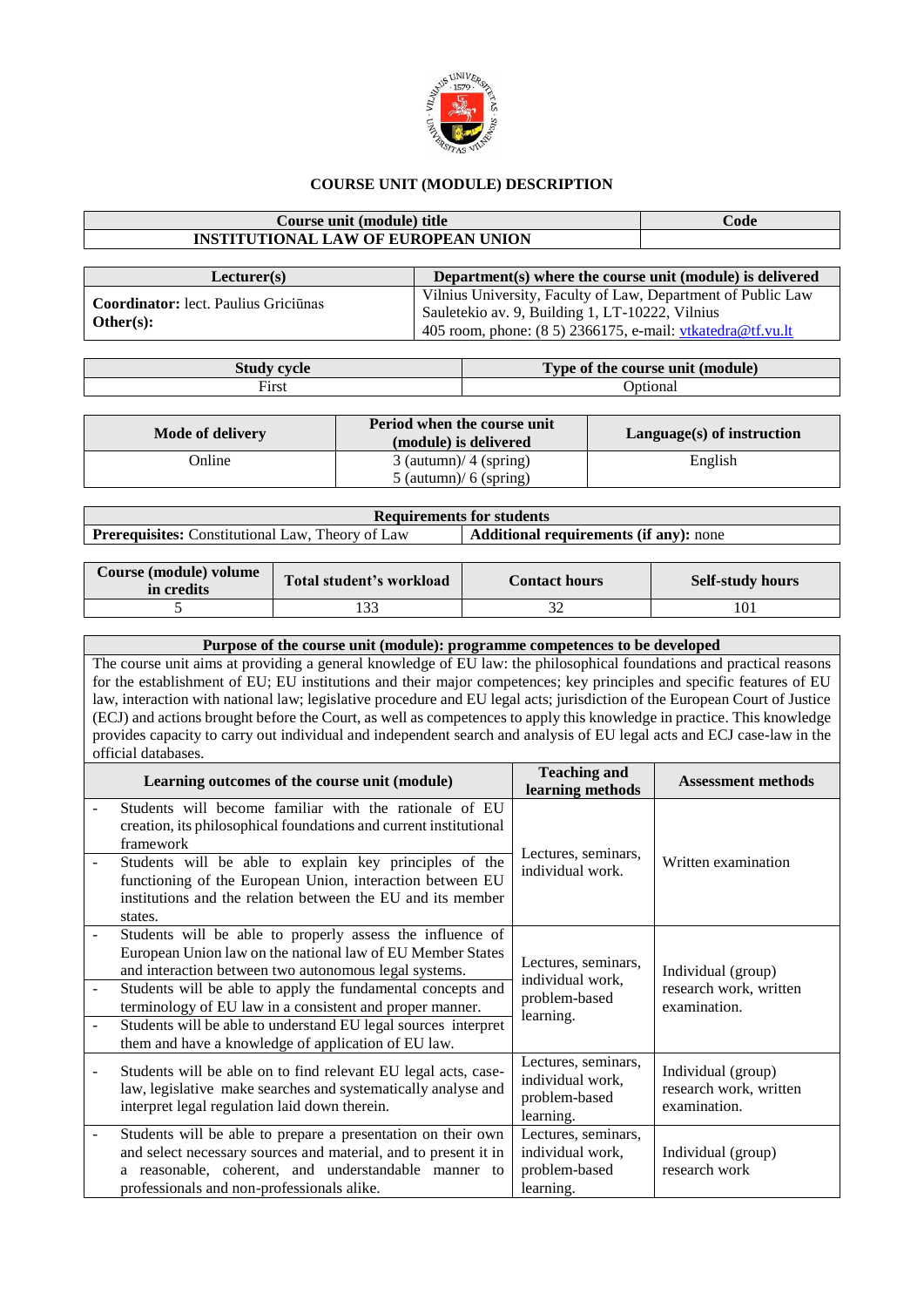# COURSE UNIT (MODULE) DESCRIPTION

| Course unit (module) title | Code |
|---|---|
| **INSTITUTIONAL LAW OF EUROPEAN UNION** | |

| Lecturer(s) | Department(s) where the course unit (module) is delivered |
|---|---|
| **Coordinator:** lect. Paulius Griciūnas<br>**Other(s):** | Vilnius University, Faculty of Law, Department of Public Law<br>Sauletekio av. 9, Building 1, LT-10222, Vilnius<br>405 room, phone: (8 5) 2366175, e-mail: vtkatedra@tf.vu.lt |

| Study cycle | Type of the course unit (module) |
|---|---|
| First | Optional |

| Mode of delivery | Period when the course unit (module) is delivered | Language(s) of instruction |
|---|---|---|
| Online | 3 (autumn)/ 4 (spring)<br>5 (autumn)/ 6 (spring) | English |

| Requirements for students | |
|---|---|
| **Prerequisites:** Constitutional Law, Theory of Law | **Additional requirements (if any):** none |

| Course (module) volume in credits | Total student's workload | Contact hours | Self-study hours |
|---|---|---|---|
| 5 | 133 | 32 | 101 |

| Purpose of the course unit (module): programme competences to be developed |
|---|
| The course unit aims at providing a general knowledge of EU law: the philosophical foundations and practical reasons for the establishment of EU; EU institutions and their major competences; key principles and specific features of EU law, interaction with national law; legislative procedure and EU legal acts; jurisdiction of the European Court of Justice (ECJ) and actions brought before the Court, as well as competences to apply this knowledge in practice. This knowledge provides capacity to carry out individual and independent search and analysis of EU legal acts and ECJ case-law in the official databases. |

| Learning outcomes of the course unit (module) | Teaching and learning methods | Assessment methods |
|---|---|---|
| - Students will become familiar with the rationale of EU creation, its philosophical foundations and current institutional framework<br>- Students will be able to explain key principles of the functioning of the European Union, interaction between EU institutions and the relation between the EU and its member states. | Lectures, seminars, individual work. | Written examination |
| - Students will be able to properly assess the influence of European Union law on the national law of EU Member States and interaction between two autonomous legal systems.<br>- Students will be able to apply the fundamental concepts and terminology of EU law in a consistent and proper manner.<br>- Students will be able to understand EU legal sources interpret them and have a knowledge of application of EU law. | Lectures, seminars, individual work, problem-based learning. | Individual (group) research work, written examination. |
| - Students will be able on to find relevant EU legal acts, case-law, legislative make searches and systematically analyse and interpret legal regulation laid down therein. | Lectures, seminars, individual work, problem-based learning. | Individual (group) research work, written examination. |
| - Students will be able to prepare a presentation on their own and select necessary sources and material, and to present it in a reasonable, coherent, and understandable manner to professionals and non-professionals alike. | Lectures, seminars, individual work, problem-based learning. | Individual (group) research work |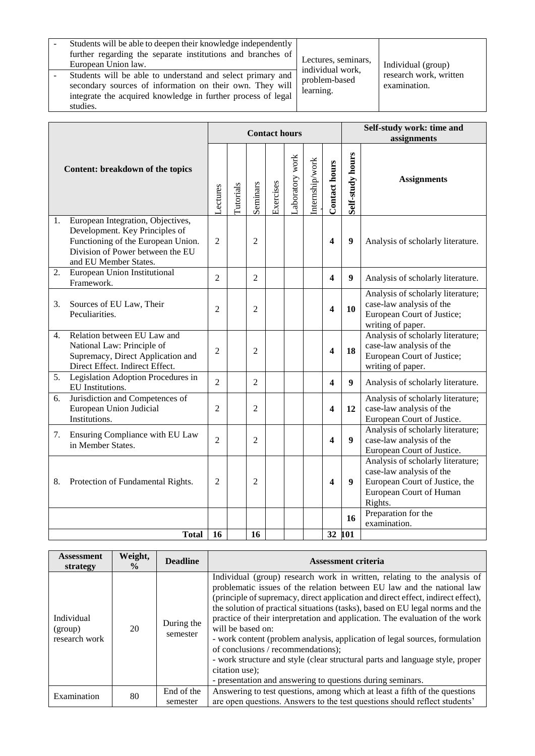| | | |
|---|---|---|
| - Students will be able to deepen their knowledge independently further regarding the separate institutions and branches of European Union law.<br>- Students will be able to understand and select primary and secondary sources of information on their own. They will integrate the acquired knowledge in further process of legal studies. | Lectures, seminars, individual work, problem-based learning. | Individual (group) research work, written examination. |

| Content: breakdown of the topics | Contact hours | | | | | | | Self-study work: time and assignments | |
|---|---|---|---|---|---|---|---|---|---|
| | Lectures | Tutorials | Seminars | Exercises | Laboratory work | Internship/work | **Contact hours** | **Self-study hours** | **Assignments** |
| 1. European Integration, Objectives, Development. Key Principles of Functioning of the European Union. Division of Power between the EU and EU Member States. | 2 | | 2 | | | | **4** | **9** | Analysis of scholarly literature. |
| 2. European Union Institutional Framework. | 2 | | 2 | | | | **4** | **9** | Analysis of scholarly literature. |
| 3. Sources of EU Law, Their Peculiarities. | 2 | | 2 | | | | **4** | **10** | Analysis of scholarly literature; case-law analysis of the European Court of Justice; writing of paper. |
| 4. Relation between EU Law and National Law: Principle of Supremacy, Direct Application and Direct Effect. Indirect Effect. | 2 | | 2 | | | | **4** | **18** | Analysis of scholarly literature; case-law analysis of the European Court of Justice; writing of paper. |
| 5. Legislation Adoption Procedures in EU Institutions. | 2 | | 2 | | | | **4** | **9** | Analysis of scholarly literature. |
| 6. Jurisdiction and Competences of European Union Judicial Institutions. | 2 | | 2 | | | | **4** | **12** | Analysis of scholarly literature; case-law analysis of the European Court of Justice. |
| 7. Ensuring Compliance with EU Law in Member States. | 2 | | 2 | | | | **4** | **9** | Analysis of scholarly literature; case-law analysis of the European Court of Justice. |
| 8. Protection of Fundamental Rights. | 2 | | 2 | | | | **4** | **9** | Analysis of scholarly literature; case-law analysis of the European Court of Justice, the European Court of Human Rights. |
| | | | | | | | | **16** | Preparation for the examination. |
| **Total** | **16** | | **16** | | | | **32** | **101** | |

| Assessment strategy | Weight, % | Deadline | Assessment criteria |
|---|---|---|---|
| Individual (group) research work | 20 | During the semester | Individual (group) research work in written, relating to the analysis of problematic issues of the relation between EU law and the national law (principle of supremacy, direct application and direct effect, indirect effect), the solution of practical situations (tasks), based on EU legal norms and the practice of their interpretation and application. The evaluation of the work will be based on:<br>- work content (problem analysis, application of legal sources, formulation of conclusions / recommendations);<br>- work structure and style (clear structural parts and language style, proper citation use);<br>- presentation and answering to questions during seminars. |
| Examination | 80 | End of the semester | Answering to test questions, among which at least a fifth of the questions are open questions. Answers to the test questions should reflect students' |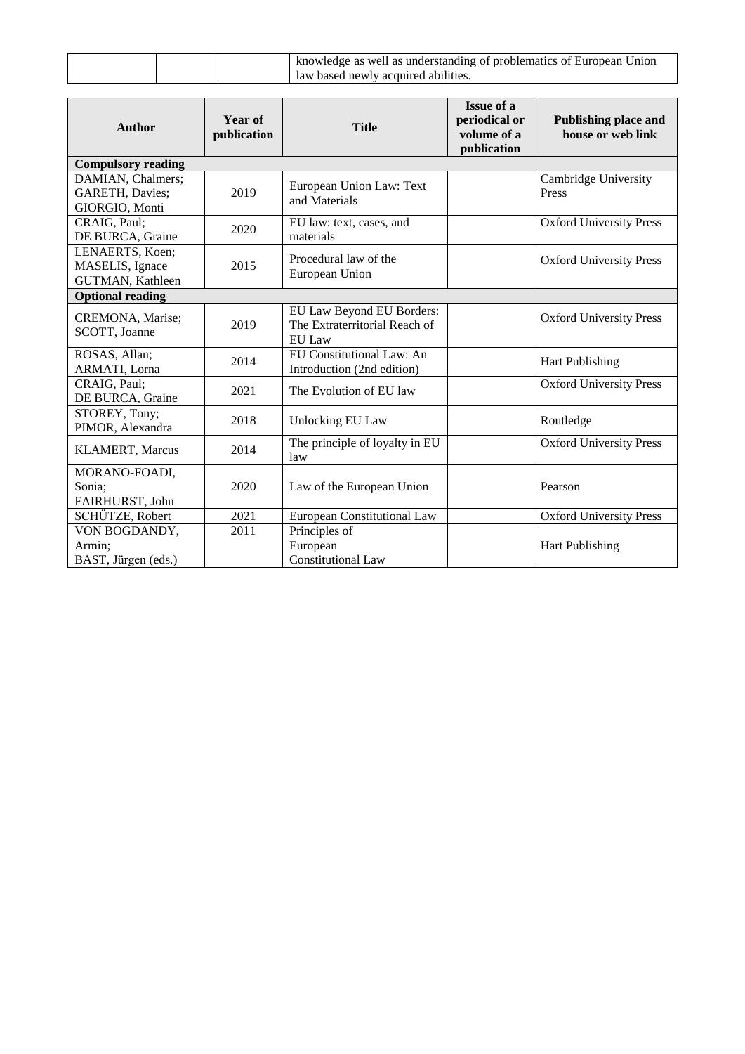| | | | |
|---|---|---|---|
| | | | knowledge as well as understanding of problematics of European Union law based newly acquired abilities. |

| Author | Year of publication | Title | Issue of a periodical or volume of a publication | Publishing place and house or web link |
|---|---|---|---|---|
| **Compulsory reading** | | | | |
| DAMIAN, Chalmers; GARETH, Davies; GIORGIO, Monti | 2019 | European Union Law: Text and Materials | | Cambridge University Press |
| CRAIG, Paul; DE BURCA, Graine | 2020 | EU law: text, cases, and materials | | Oxford University Press |
| LENAERTS, Koen; MASELIS, Ignace GUTMAN, Kathleen | 2015 | Procedural law of the European Union | | Oxford University Press |
| **Optional reading** | | | | |
| CREMONA, Marise; SCOTT, Joanne | 2019 | EU Law Beyond EU Borders: The Extraterritorial Reach of EU Law | | Oxford University Press |
| ROSAS, Allan; ARMATI, Lorna | 2014 | EU Constitutional Law: An Introduction (2nd edition) | | Hart Publishing |
| CRAIG, Paul; DE BURCA, Graine | 2021 | The Evolution of EU law | | Oxford University Press |
| STOREY, Tony; PIMOR, Alexandra | 2018 | Unlocking EU Law | | Routledge |
| KLAMERT, Marcus | 2014 | The principle of loyalty in EU law | | Oxford University Press |
| MORANO-FOADI, Sonia; FAIRHURST, John | 2020 | Law of the European Union | | Pearson |
| SCHÜTZE, Robert | 2021 | European Constitutional Law | | Oxford University Press |
| VON BOGDANDY, Armin; BAST, Jürgen (eds.) | 2011 | Principles of European Constitutional Law | | Hart Publishing |